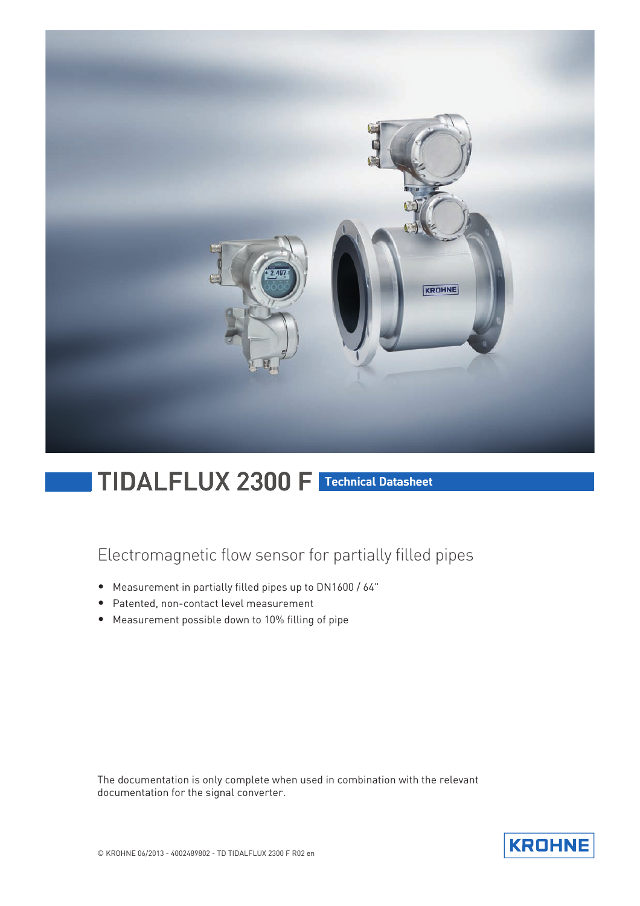# TIDALFLUX 2300 F Technical Datasheet

## Electromagnetic flow sensor for partially filled pipes

- Measurement in partially filled pipes up to DN1600 / 64"
- Patented, non-contact level measurement
- Measurement possible down to 10% filling of pipe

The documentation is only complete when used in combination with the relevant documentation for the signal converter.

© KROHNE 06/2013 - 4002489802 - TD TIDALFLUX 2300 F R02 en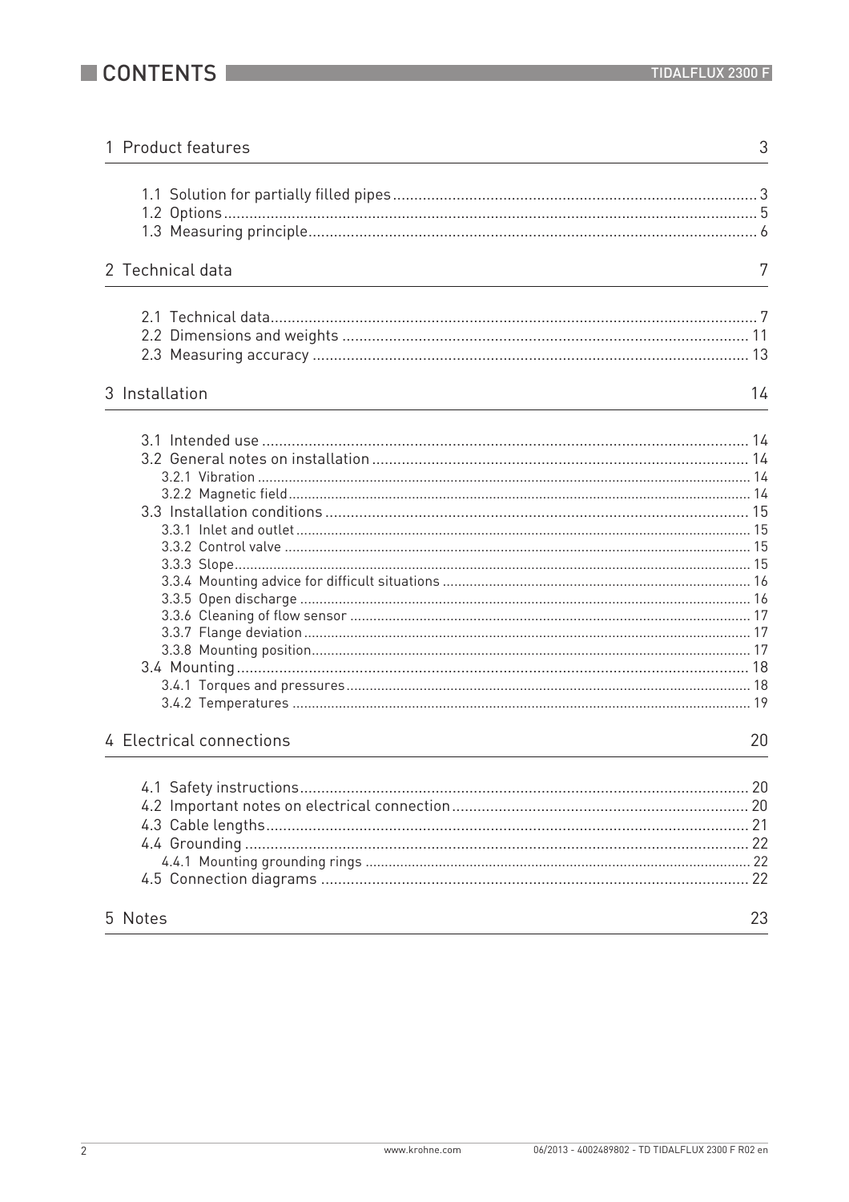# CONTENTS

1 Product features 3

1.1 Solution for partially filled pipes ..... 3
1.2 Options ..... 5
1.3 Measuring principle ..... 6

2 Technical data 7

2.1 Technical data ..... 7
2.2 Dimensions and weights ..... 11
2.3 Measuring accuracy ..... 13

3 Installation 14

3.1 Intended use ..... 14
3.2 General notes on installation ..... 14
3.2.1 Vibration ..... 14
3.2.2 Magnetic field ..... 14
3.3 Installation conditions ..... 15
3.3.1 Inlet and outlet ..... 15
3.3.2 Control valve ..... 15
3.3.3 Slope ..... 15
3.3.4 Mounting advice for difficult situations ..... 16
3.3.5 Open discharge ..... 16
3.3.6 Cleaning of flow sensor ..... 17
3.3.7 Flange deviation ..... 17
3.3.8 Mounting position ..... 17
3.4 Mounting ..... 18
3.4.1 Torques and pressures ..... 18
3.4.2 Temperatures ..... 19

4 Electrical connections 20

4.1 Safety instructions ..... 20
4.2 Important notes on electrical connection ..... 20
4.3 Cable lengths ..... 21
4.4 Grounding ..... 22
4.4.1 Mounting grounding rings ..... 22
4.5 Connection diagrams ..... 22

5 Notes 23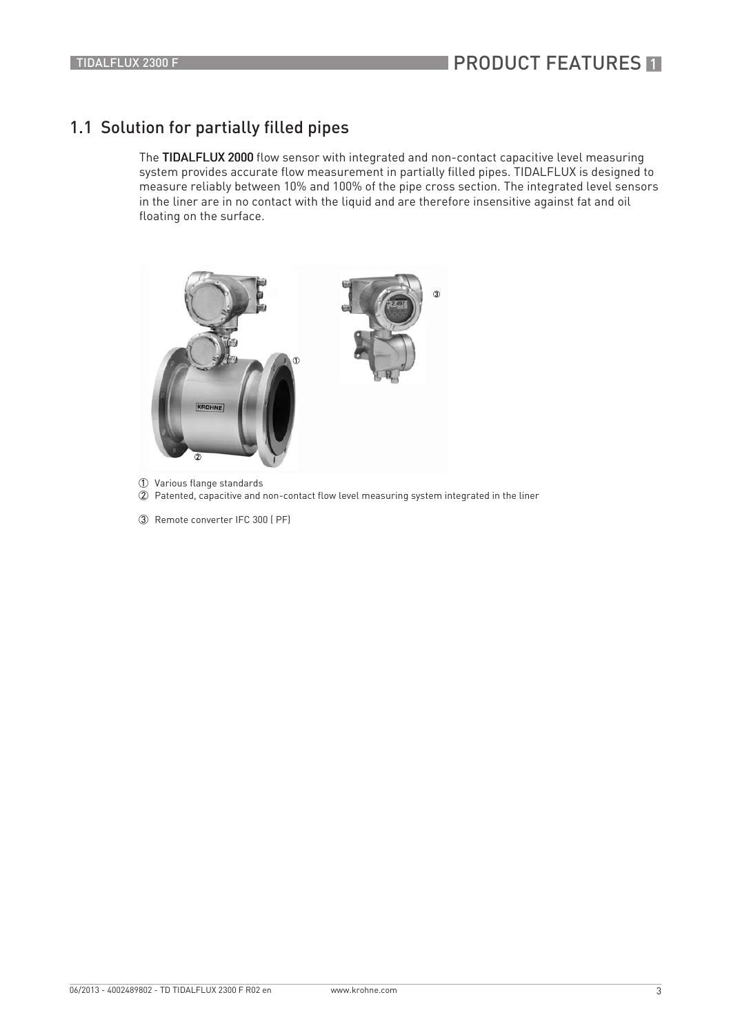## 1.1 Solution for partially filled pipes

The **TIDALFLUX 2000** flow sensor with integrated and non-contact capacitive level measuring system provides accurate flow measurement in partially filled pipes. TIDALFLUX is designed to measure reliably between 10% and 100% of the pipe cross section. The integrated level sensors in the liner are in no contact with the liquid and are therefore insensitive against fat and oil floating on the surface.

① Various flange standards
② Patented, capacitive and non-contact flow level measuring system integrated in the liner

③ Remote converter IFC 300 ( PF)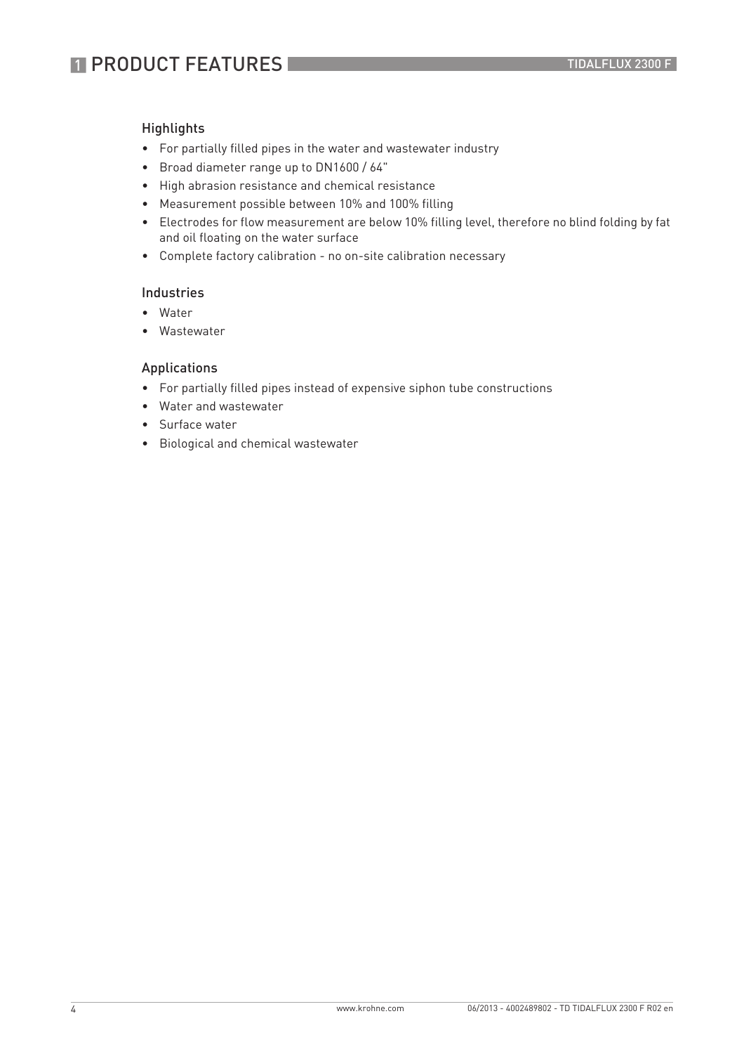# 1 PRODUCT FEATURES

### Highlights

- For partially filled pipes in the water and wastewater industry
- Broad diameter range up to DN1600 / 64"
- High abrasion resistance and chemical resistance
- Measurement possible between 10% and 100% filling
- Electrodes for flow measurement are below 10% filling level, therefore no blind folding by fat and oil floating on the water surface
- Complete factory calibration - no on-site calibration necessary

### Industries

- Water
- Wastewater

### Applications

- For partially filled pipes instead of expensive siphon tube constructions
- Water and wastewater
- Surface water
- Biological and chemical wastewater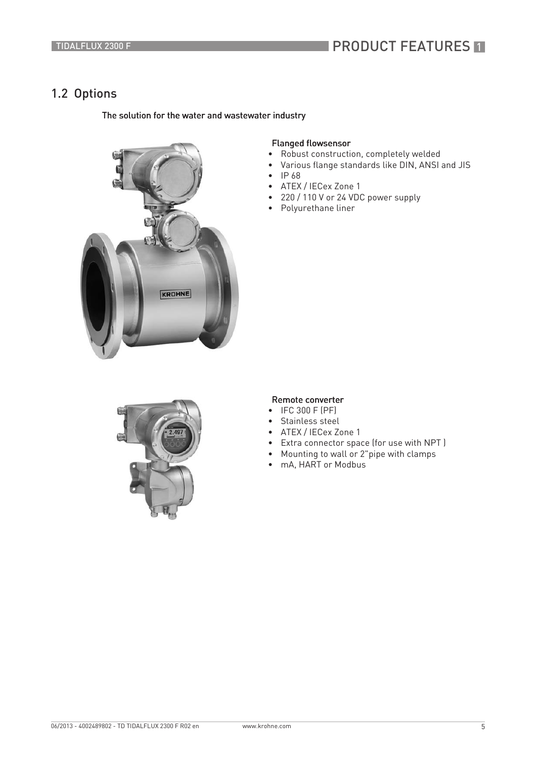## 1.2 Options

The solution for the water and wastewater industry

**Flanged flowsensor**

- Robust construction, completely welded
- Various flange standards like DIN, ANSI and JIS
- IP 68
- ATEX / IECex Zone 1
- 220 / 110 V or 24 VDC power supply
- Polyurethane liner

**Remote converter**

- IFC 300 F (PF)
- Stainless steel
- ATEX / IECex Zone 1
- Extra connector space (for use with NPT )
- Mounting to wall or 2"pipe with clamps
- mA, HART or Modbus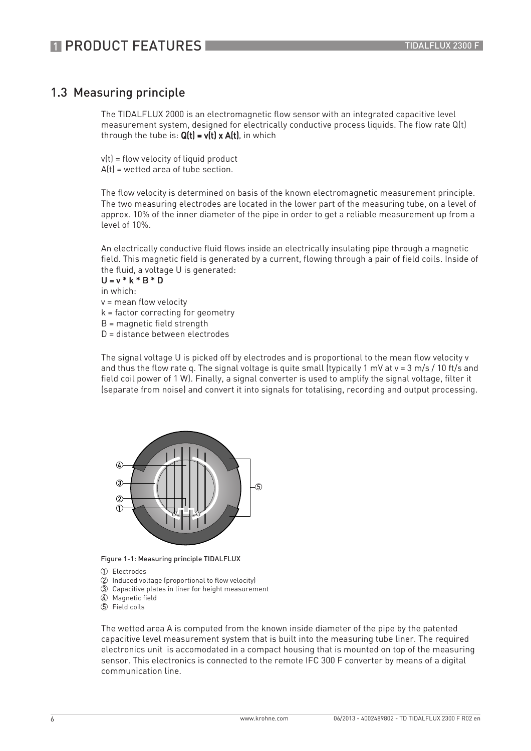## 1.3 Measuring principle

The TIDALFLUX 2000 is an electromagnetic flow sensor with an integrated capacitive level measurement system, designed for electrically conductive process liquids. The flow rate Q(t) through the tube is: **Q(t) = v(t) x A(t)**, in which

v(t) = flow velocity of liquid product
A(t) = wetted area of tube section.

The flow velocity is determined on basis of the known electromagnetic measurement principle. The two measuring electrodes are located in the lower part of the measuring tube, on a level of approx. 10% of the inner diameter of the pipe in order to get a reliable measurement up from a level of 10%.

An electrically conductive fluid flows inside an electrically insulating pipe through a magnetic field. This magnetic field is generated by a current, flowing through a pair of field coils. Inside of the fluid, a voltage U is generated:

**U = v * k * B * D**

in which:
v = mean flow velocity
k = factor correcting for geometry
B = magnetic field strength
D = distance between electrodes

The signal voltage U is picked off by electrodes and is proportional to the mean flow velocity v and thus the flow rate q. The signal voltage is quite small (typically 1 mV at v = 3 m/s / 10 ft/s and field coil power of 1 W). Finally, a signal converter is used to amplify the signal voltage, filter it (separate from noise) and convert it into signals for totalising, recording and output processing.

Figure 1-1: Measuring principle TIDALFLUX

1. Electrodes
2. Induced voltage (proportional to flow velocity)
3. Capacitive plates in liner for height measurement
4. Magnetic field
5. Field coils

The wetted area A is computed from the known inside diameter of the pipe by the patented capacitive level measurement system that is built into the measuring tube liner. The required electronics unit is accomodated in a compact housing that is mounted on top of the measuring sensor. This electronics is connected to the remote IFC 300 F converter by means of a digital communication line.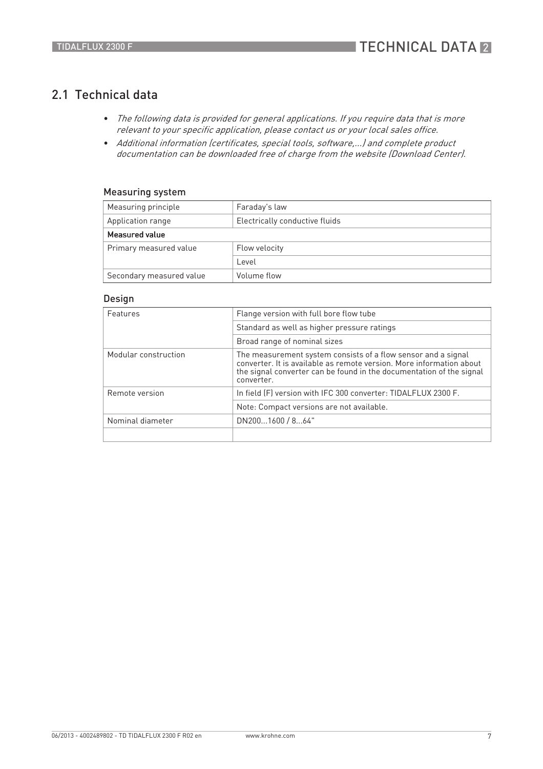## 2.1 Technical data

- *The following data is provided for general applications. If you require data that is more relevant to your specific application, please contact us or your local sales office.*
- *Additional information (certificates, special tools, software,...) and complete product documentation can be downloaded free of charge from the website (Download Center).*

### Measuring system

| | |
|---|---|
| Measuring principle | Faraday's law |
| Application range | Electrically conductive fluids |
| **Measured value** | |
| Primary measured value | Flow velocity |
| | Level |
| Secondary measured value | Volume flow |

### Design

| | |
|---|---|
| Features | Flange version with full bore flow tube |
| | Standard as well as higher pressure ratings |
| | Broad range of nominal sizes |
| Modular construction | The measurement system consists of a flow sensor and a signal converter. It is available as remote version. More information about the signal converter can be found in the documentation of the signal converter. |
| Remote version | In field (F) version with IFC 300 converter: TIDALFLUX 2300 F. |
| | Note: Compact versions are not available. |
| Nominal diameter | DN200...1600 / 8...64" |
| | |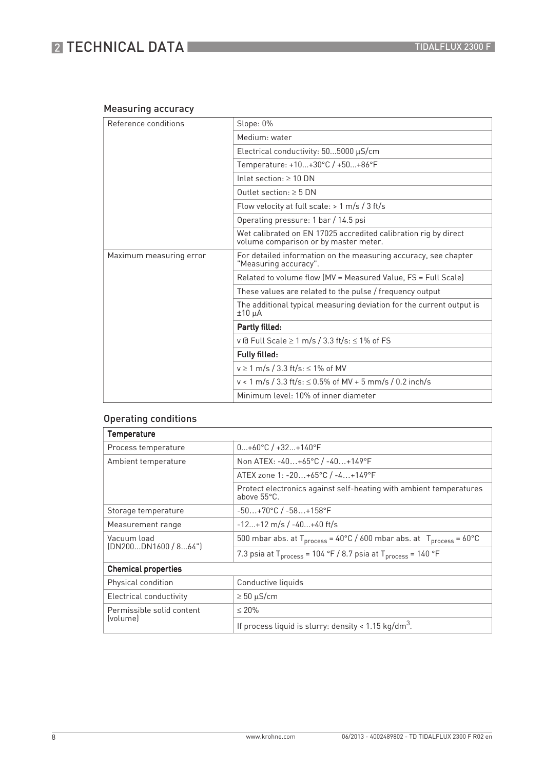## Measuring accuracy

| | |
|---|---|
| Reference conditions | Slope: 0% |
| | Medium: water |
| | Electrical conductivity: 50...5000 μS/cm |
| | Temperature: +10...+30°C / +50...+86°F |
| | Inlet section: ≥ 10 DN |
| | Outlet section: ≥ 5 DN |
| | Flow velocity at full scale: > 1 m/s / 3 ft/s |
| | Operating pressure: 1 bar / 14.5 psi |
| | Wet calibrated on EN 17025 accredited calibration rig by direct volume comparison or by master meter. |
| Maximum measuring error | For detailed information on the measuring accuracy, see chapter "Measuring accuracy". |
| | Related to volume flow (MV = Measured Value, FS = Full Scale) |
| | These values are related to the pulse / frequency output |
| | The additional typical measuring deviation for the current output is ±10 μA |
| | **Partly filled:** |
| | v @ Full Scale ≥ 1 m/s / 3.3 ft/s: ≤ 1% of FS |
| | **Fully filled:** |
| | v ≥ 1 m/s / 3.3 ft/s: ≤ 1% of MV |
| | v < 1 m/s / 3.3 ft/s: ≤ 0.5% of MV + 5 mm/s / 0.2 inch/s |
| | Minimum level: 10% of inner diameter |

## Operating conditions

| | |
|---|---|
| **Temperature** | |
| Process temperature | 0...+60°C / +32...+140°F |
| Ambient temperature | Non ATEX: -40…+65°C / -40…+149°F |
| | ATEX zone 1: -20…+65°C / -4…+149°F |
| | Protect electronics against self-heating with ambient temperatures above 55°C. |
| Storage temperature | -50…+70°C / -58…+158°F |
| Measurement range | -12...+12 m/s / -40...+40 ft/s |
| Vacuum load (DN200...DN1600 / 8...64") | 500 mbar abs. at $T_{process}$ = 40°C / 600 mbar abs. at $T_{process}$ = 60°C |
| | 7.3 psia at $T_{process}$ = 104 °F / 8.7 psia at $T_{process}$ = 140 °F |
| **Chemical properties** | |
| Physical condition | Conductive liquids |
| Electrical conductivity | ≥ 50 μS/cm |
| Permissible solid content (volume) | ≤ 20% |
| | If process liquid is slurry: density < 1.15 $kg/dm^3$. |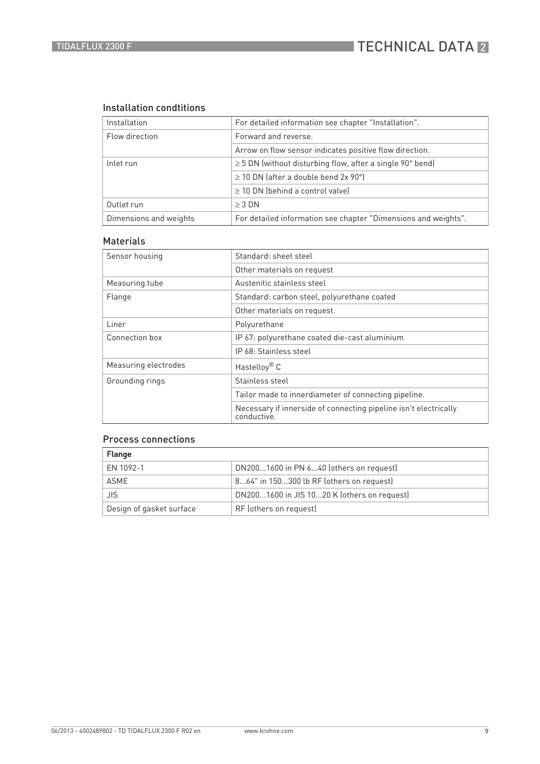### Installation condtitions

| Installation | For detailed information see chapter "Installation". |
|---|---|
| Flow direction | Forward and reverse. |
| | Arrow on flow sensor indicates positive flow direction. |
| Inlet run | ≥ 5 DN (without disturbing flow, after a single 90° bend) |
| | ≥ 10 DN (after a double bend 2x 90°) |
| | ≥ 10 DN (behind a control valve) |
| Outlet run | ≥ 3 DN |
| Dimensions and weights | For detailed information see chapter "Dimensions and weights". |

### Materials

| Sensor housing | Standard: sheet steel |
|---|---|
| | Other materials on request |
| Measuring tube | Austenitic stainless steel |
| Flange | Standard: carbon steel, polyurethane coated |
| | Other materials on request. |
| Liner | Polyurethane |
| Connection box | IP 67: polyurethane coated die-cast aluminium |
| | IP 68: Stainless steel |
| Measuring electrodes | Hastelloy® C |
| Grounding rings | Stainless steel |
| | Tailor made to innerdiameter of connecting pipeline. |
| | Necessary if innerside of connecting pipeline isn't electrically conductive. |

### Process connections

| **Flange** | |
|---|---|
| EN 1092-1 | DN200...1600 in PN 6...40 (others on request) |
| ASME | 8...64" in 150...300 lb RF (others on request) |
| JIS | DN200...1600 in JIS 10...20 K (others on request) |
| Design of gasket surface | RF (others on request) |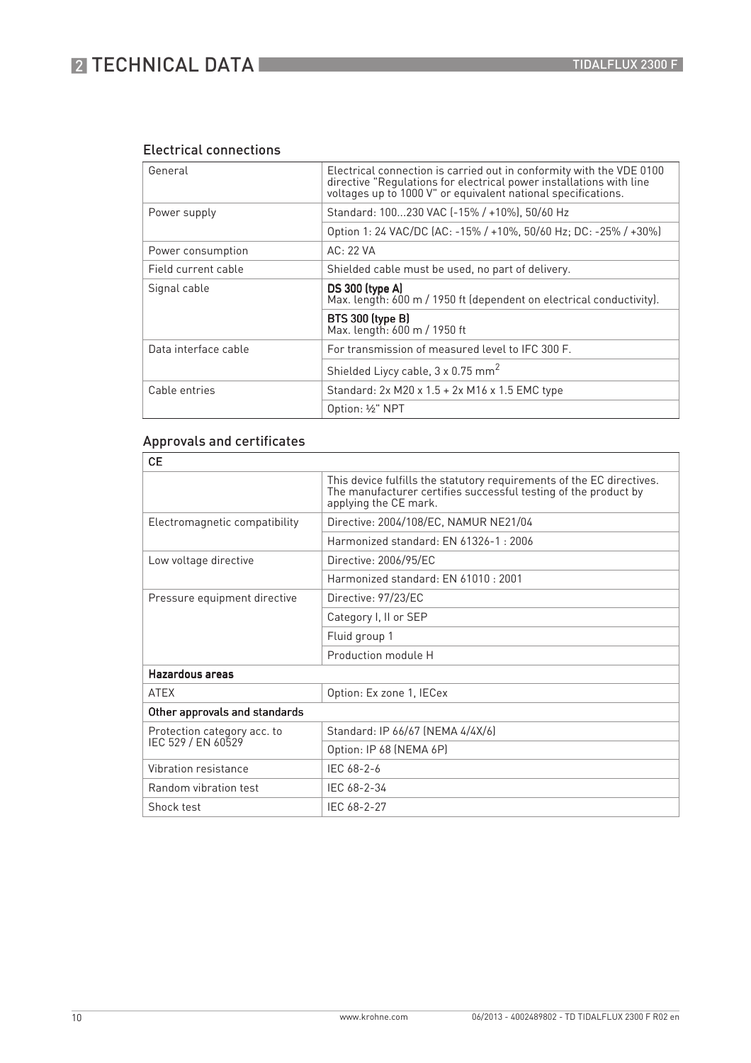### Electrical connections

| | |
|---|---|
| General | Electrical connection is carried out in conformity with the VDE 0100 directive "Regulations for electrical power installations with line voltages up to 1000 V" or equivalent national specifications. |
| Power supply | Standard: 100...230 VAC (-15% / +10%), 50/60 Hz |
| | Option 1: 24 VAC/DC (AC: -15% / +10%, 50/60 Hz; DC: -25% / +30%) |
| Power consumption | AC: 22 VA |
| Field current cable | Shielded cable must be used, no part of delivery. |
| Signal cable | **DS 300 (type A)** Max. length: 600 m / 1950 ft (dependent on electrical conductivity). |
| | **BTS 300 (type B)** Max. length: 600 m / 1950 ft |
| Data interface cable | For transmission of measured level to IFC 300 F. |
| | Shielded Liycy cable, 3 x 0.75 $mm^2$ |
| Cable entries | Standard: 2x M20 x 1.5 + 2x M16 x 1.5 EMC type |
| | Option: ½" NPT |

### Approvals and certificates

| **CE** | |
|---|---|
| | This device fulfills the statutory requirements of the EC directives. The manufacturer certifies successful testing of the product by applying the CE mark. |
| Electromagnetic compatibility | Directive: 2004/108/EC, NAMUR NE21/04 |
| | Harmonized standard: EN 61326-1 : 2006 |
| Low voltage directive | Directive: 2006/95/EC |
| | Harmonized standard: EN 61010 : 2001 |
| Pressure equipment directive | Directive: 97/23/EC |
| | Category I, II or SEP |
| | Fluid group 1 |
| | Production module H |
| **Hazardous areas** | |
| ATEX | Option: Ex zone 1, IECex |
| **Other approvals and standards** | |
| Protection category acc. to IEC 529 / EN 60529 | Standard: IP 66/67 (NEMA 4/4X/6) |
| | Option: IP 68 (NEMA 6P) |
| Vibration resistance | IEC 68-2-6 |
| Random vibration test | IEC 68-2-34 |
| Shock test | IEC 68-2-27 |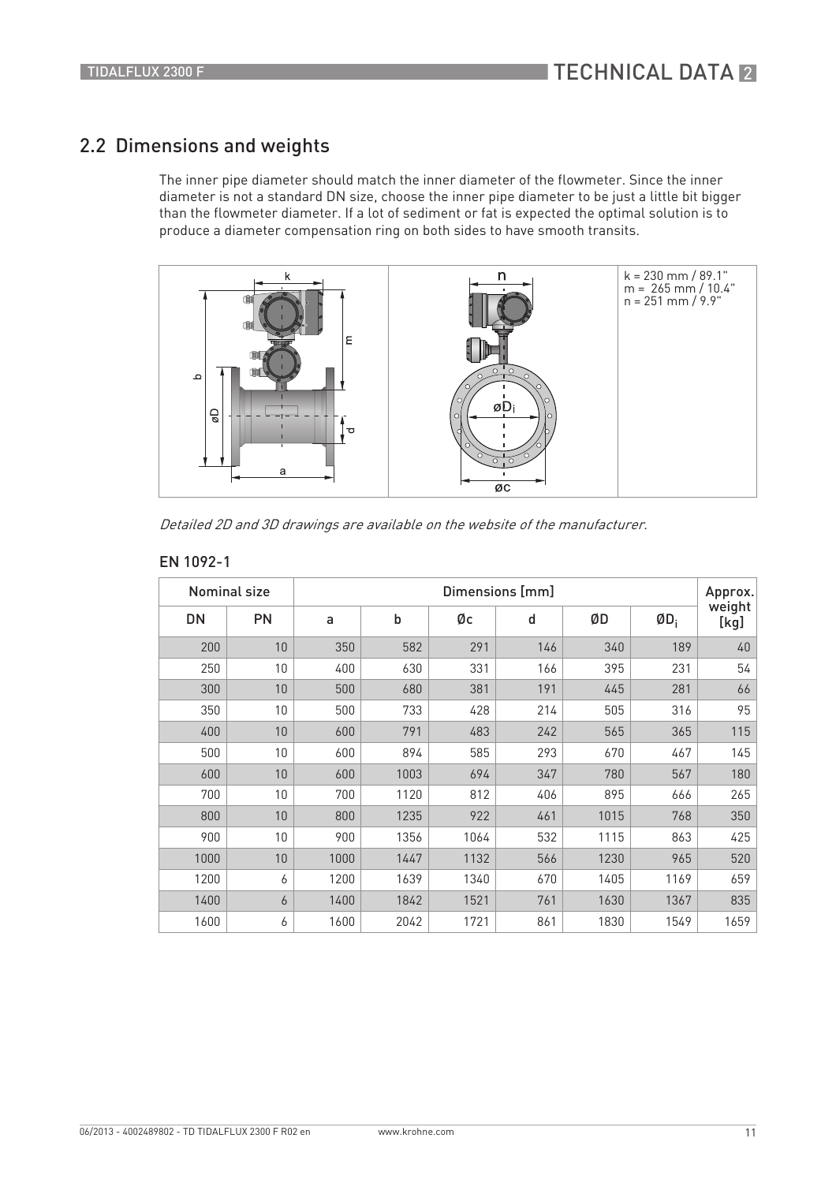## 2.2 Dimensions and weights

The inner pipe diameter should match the inner diameter of the flowmeter. Since the inner diameter is not a standard DN size, choose the inner pipe diameter to be just a little bit bigger than the flowmeter diameter. If a lot of sediment or fat is expected the optimal solution is to produce a diameter compensation ring on both sides to have smooth transits.

k = 230 mm / 89.1"
m = 265 mm / 10.4"
n = 251 mm / 9.9"

*Detailed 2D and 3D drawings are available on the website of the manufacturer.*

### EN 1092-1

| Nominal size | | Dimensions [mm] | | | | | | Approx. weight [kg] |
|---|---|---|---|---|---|---|---|---|
| DN | PN | a | b | Øc | d | ØD | $ØD_i$ | |
| 200 | 10 | 350 | 582 | 291 | 146 | 340 | 189 | 40 |
| 250 | 10 | 400 | 630 | 331 | 166 | 395 | 231 | 54 |
| 300 | 10 | 500 | 680 | 381 | 191 | 445 | 281 | 66 |
| 350 | 10 | 500 | 733 | 428 | 214 | 505 | 316 | 95 |
| 400 | 10 | 600 | 791 | 483 | 242 | 565 | 365 | 115 |
| 500 | 10 | 600 | 894 | 585 | 293 | 670 | 467 | 145 |
| 600 | 10 | 600 | 1003 | 694 | 347 | 780 | 567 | 180 |
| 700 | 10 | 700 | 1120 | 812 | 406 | 895 | 666 | 265 |
| 800 | 10 | 800 | 1235 | 922 | 461 | 1015 | 768 | 350 |
| 900 | 10 | 900 | 1356 | 1064 | 532 | 1115 | 863 | 425 |
| 1000 | 10 | 1000 | 1447 | 1132 | 566 | 1230 | 965 | 520 |
| 1200 | 6 | 1200 | 1639 | 1340 | 670 | 1405 | 1169 | 659 |
| 1400 | 6 | 1400 | 1842 | 1521 | 761 | 1630 | 1367 | 835 |
| 1600 | 6 | 1600 | 2042 | 1721 | 861 | 1830 | 1549 | 1659 |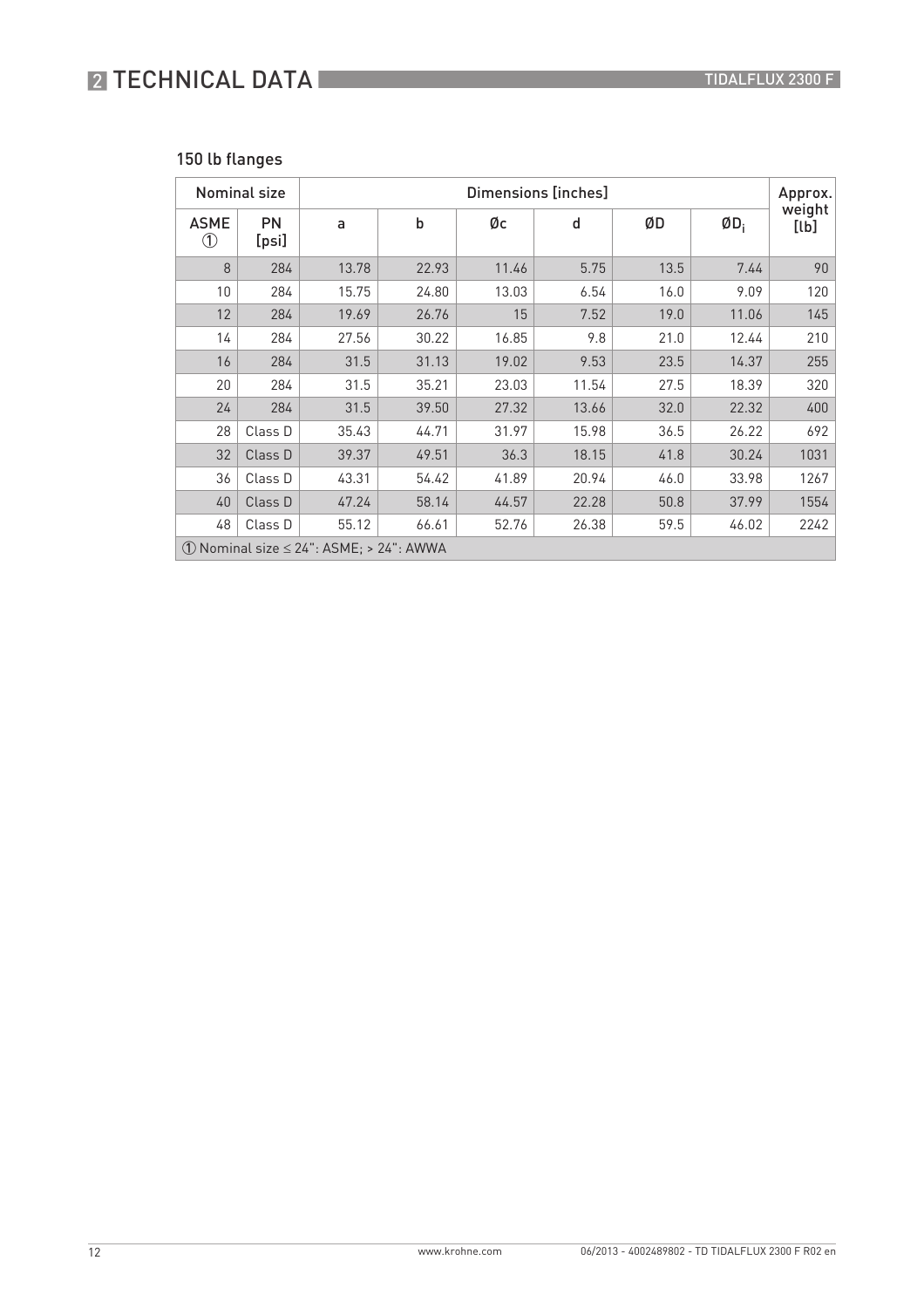### 150 lb flanges

| Nominal size | | Dimensions [inches] | | | | | | Approx. weight [lb] |
|---|---|---|---|---|---|---|---|---|
| ASME ① | PN [psi] | a | b | Øc | d | ØD | $ØD_i$ | |
| 8 | 284 | 13.78 | 22.93 | 11.46 | 5.75 | 13.5 | 7.44 | 90 |
| 10 | 284 | 15.75 | 24.80 | 13.03 | 6.54 | 16.0 | 9.09 | 120 |
| 12 | 284 | 19.69 | 26.76 | 15 | 7.52 | 19.0 | 11.06 | 145 |
| 14 | 284 | 27.56 | 30.22 | 16.85 | 9.8 | 21.0 | 12.44 | 210 |
| 16 | 284 | 31.5 | 31.13 | 19.02 | 9.53 | 23.5 | 14.37 | 255 |
| 20 | 284 | 31.5 | 35.21 | 23.03 | 11.54 | 27.5 | 18.39 | 320 |
| 24 | 284 | 31.5 | 39.50 | 27.32 | 13.66 | 32.0 | 22.32 | 400 |
| 28 | Class D | 35.43 | 44.71 | 31.97 | 15.98 | 36.5 | 26.22 | 692 |
| 32 | Class D | 39.37 | 49.51 | 36.3 | 18.15 | 41.8 | 30.24 | 1031 |
| 36 | Class D | 43.31 | 54.42 | 41.89 | 20.94 | 46.0 | 33.98 | 1267 |
| 40 | Class D | 47.24 | 58.14 | 44.57 | 22.28 | 50.8 | 37.99 | 1554 |
| 48 | Class D | 55.12 | 66.61 | 52.76 | 26.38 | 59.5 | 46.02 | 2242 |

① Nominal size ≤ 24": ASME; > 24": AWWA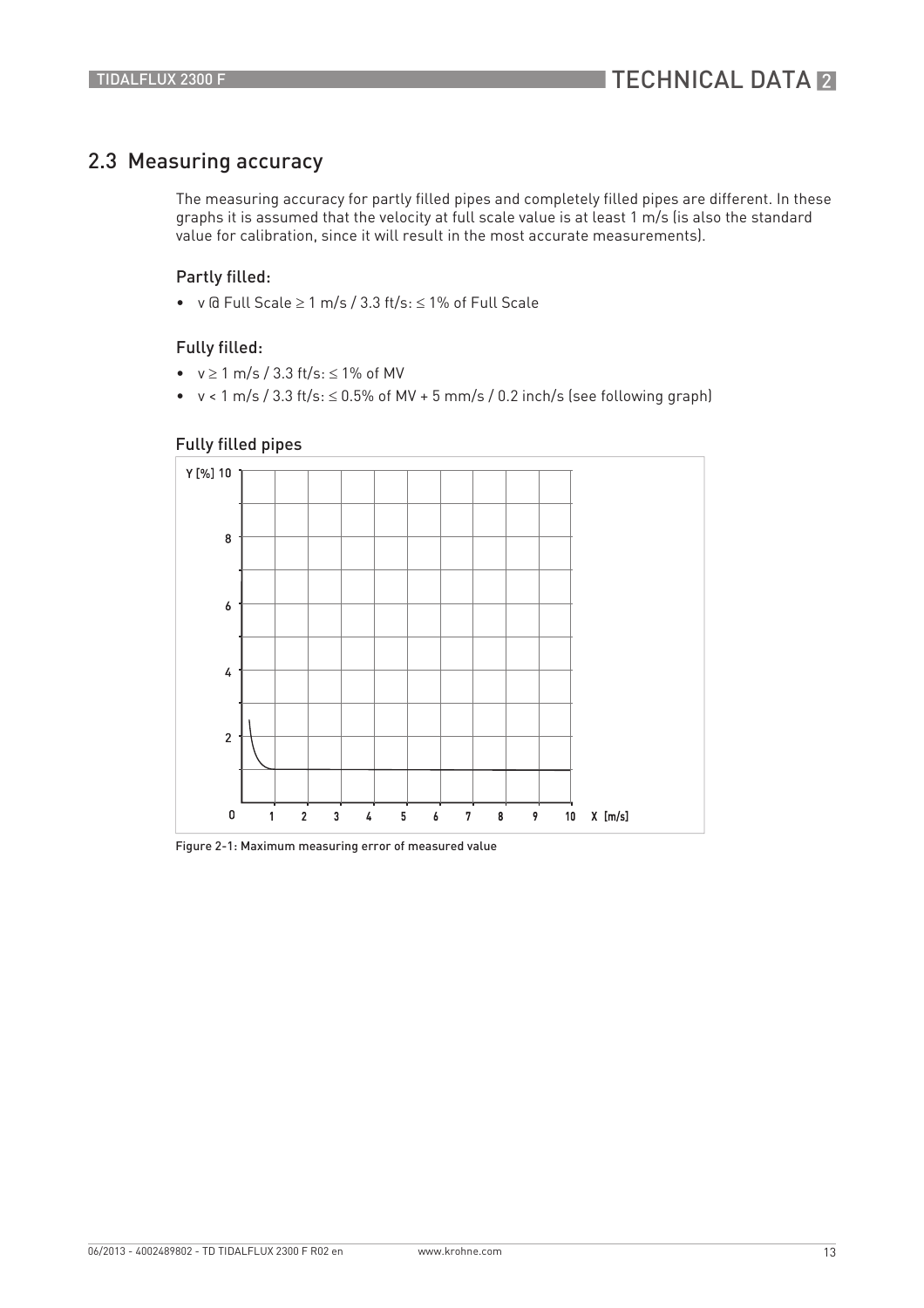## 2.3 Measuring accuracy

The measuring accuracy for partly filled pipes and completely filled pipes are different. In these graphs it is assumed that the velocity at full scale value is at least 1 m/s (is also the standard value for calibration, since it will result in the most accurate measurements).

### Partly filled:

- v @ Full Scale ≥ 1 m/s / 3.3 ft/s: ≤ 1% of Full Scale

### Fully filled:

- v ≥ 1 m/s / 3.3 ft/s: ≤ 1% of MV
- v < 1 m/s / 3.3 ft/s: ≤ 0.5% of MV + 5 mm/s / 0.2 inch/s (see following graph)

### Fully filled pipes

Figure 2-1: Maximum measuring error of measured value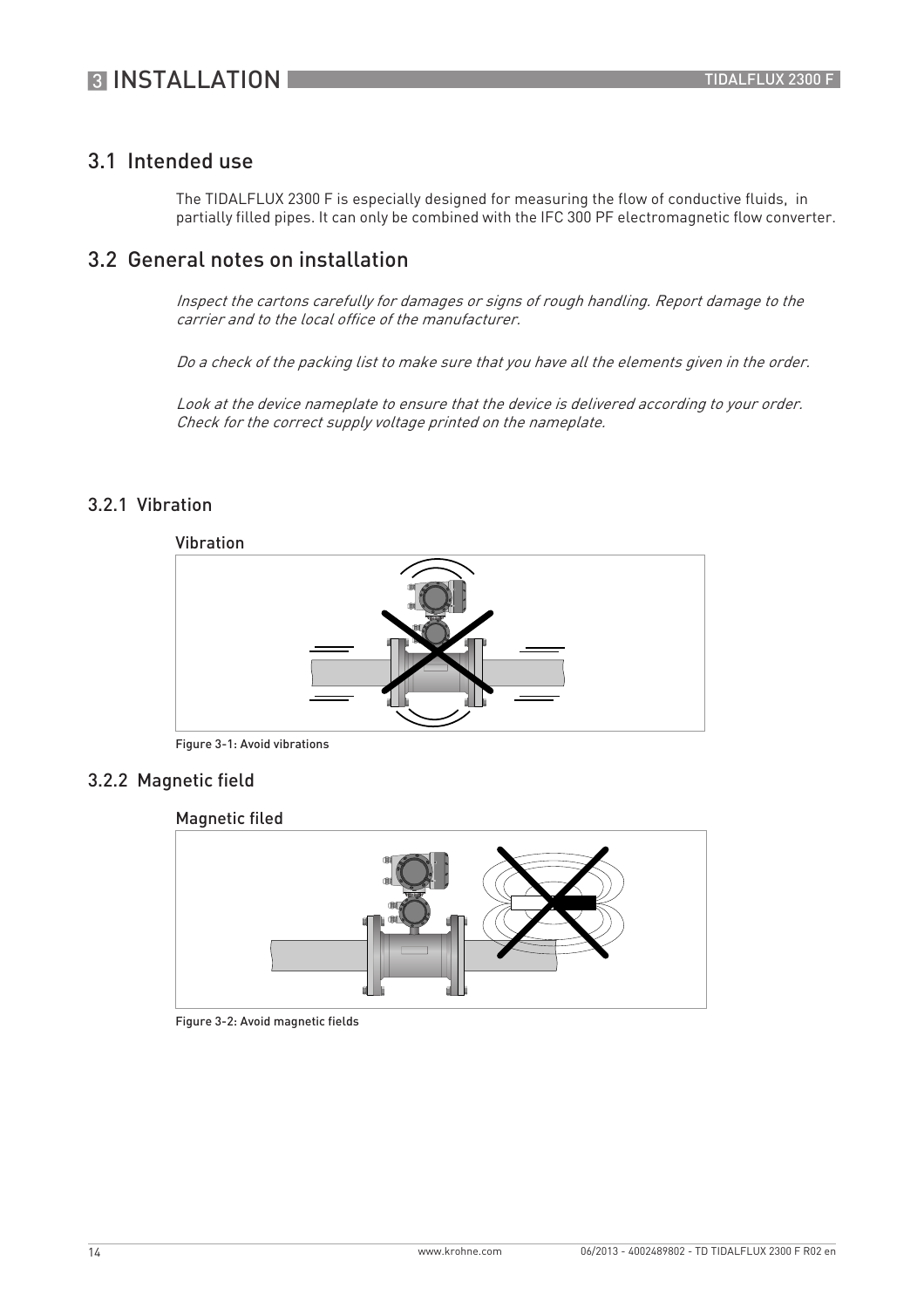## 3.1 Intended use

The TIDALFLUX 2300 F is especially designed for measuring the flow of conductive fluids,  in partially filled pipes. It can only be combined with the IFC 300 PF electromagnetic flow converter.

## 3.2 General notes on installation

*Inspect the cartons carefully for damages or signs of rough handling. Report damage to the carrier and to the local office of the manufacturer.*

*Do a check of the packing list to make sure that you have all the elements given in the order.*

*Look at the device nameplate to ensure that the device is delivered according to your order. Check for the correct supply voltage printed on the nameplate.*

### 3.2.1 Vibration

Vibration

Figure 3-1: Avoid vibrations

### 3.2.2 Magnetic field

Magnetic filed

Figure 3-2: Avoid magnetic fields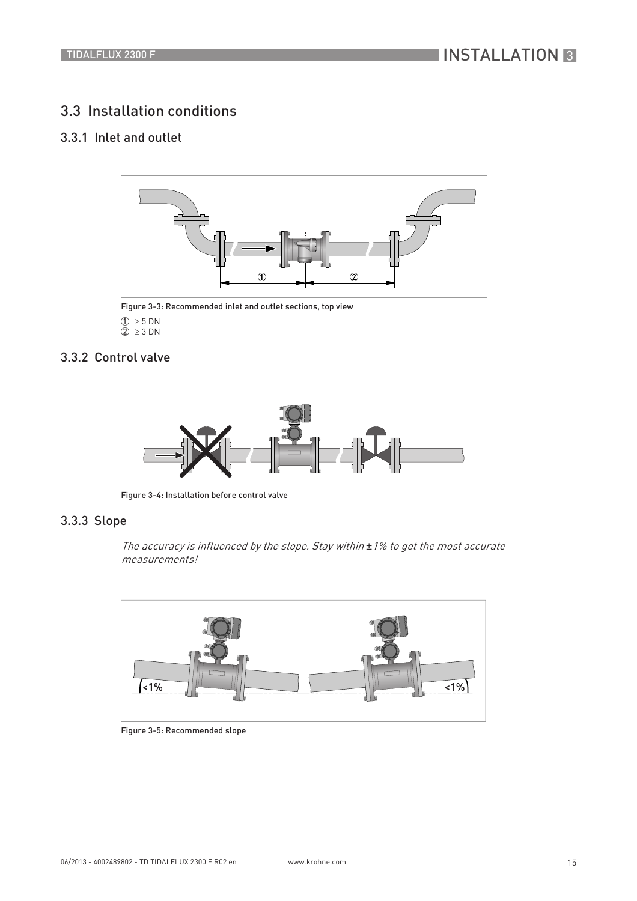## 3.3 Installation conditions

### 3.3.1 Inlet and outlet

Figure 3-3: Recommended inlet and outlet sections, top view

① ≥ 5 DN
② ≥ 3 DN

### 3.3.2 Control valve

Figure 3-4: Installation before control valve

### 3.3.3 Slope

*The accuracy is influenced by the slope. Stay within ±1% to get the most accurate measurements!*

Figure 3-5: Recommended slope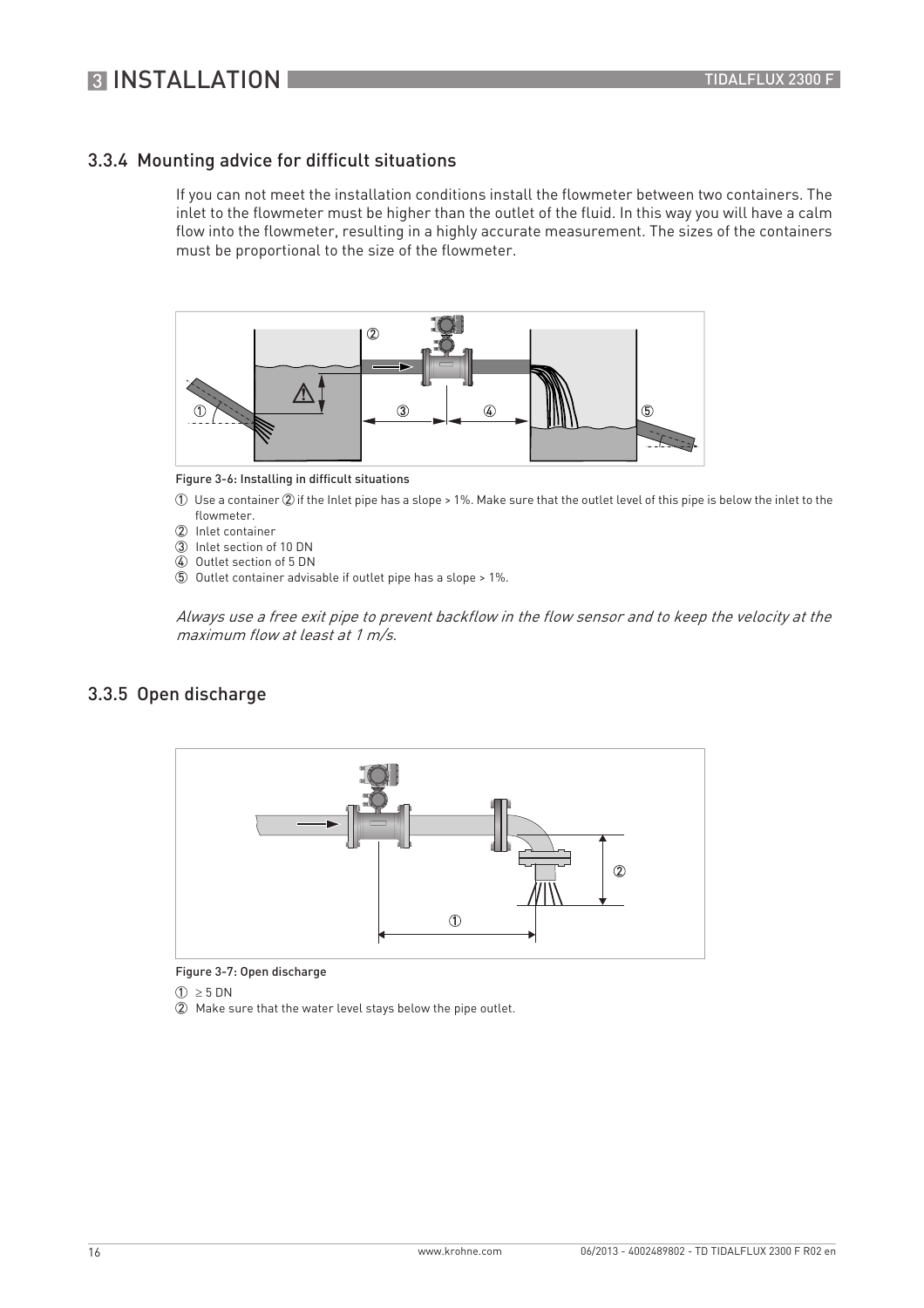### 3.3.4 Mounting advice for difficult situations

If you can not meet the installation conditions install the flowmeter between two containers. The inlet to the flowmeter must be higher than the outlet of the fluid. In this way you will have a calm flow into the flowmeter, resulting in a highly accurate measurement. The sizes of the containers must be proportional to the size of the flowmeter.

Figure 3-6: Installing in difficult situations

① Use a container ② if the Inlet pipe has a slope > 1%. Make sure that the outlet level of this pipe is below the inlet to the flowmeter.
② Inlet container
③ Inlet section of 10 DN
④ Outlet section of 5 DN
⑤ Outlet container advisable if outlet pipe has a slope > 1%.

*Always use a free exit pipe to prevent backflow in the flow sensor and to keep the velocity at the maximum flow at least at 1 m/s.*

### 3.3.5 Open discharge

Figure 3-7: Open discharge

① ≥ 5 DN
② Make sure that the water level stays below the pipe outlet.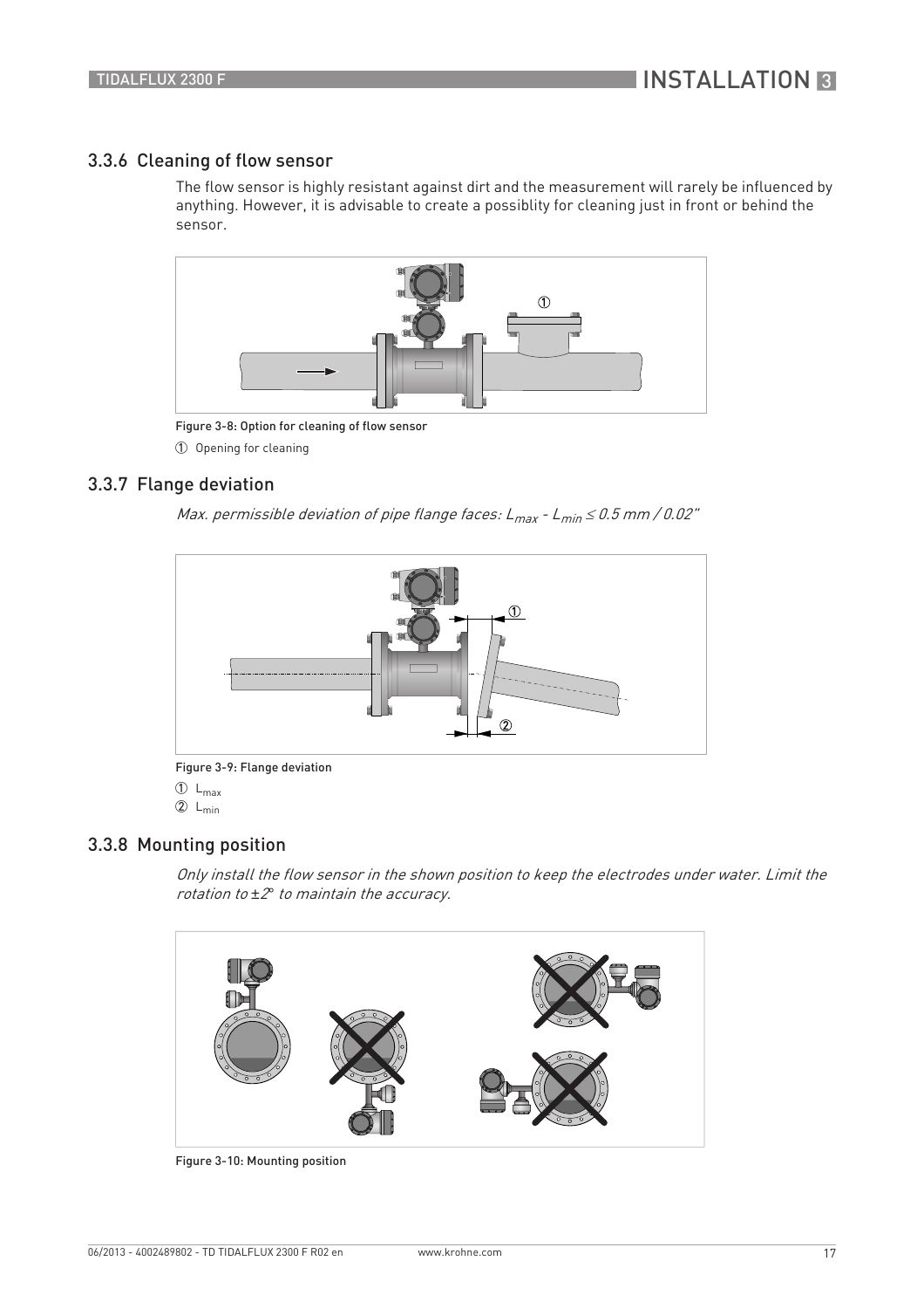### 3.3.6 Cleaning of flow sensor

The flow sensor is highly resistant against dirt and the measurement will rarely be influenced by anything. However, it is advisable to create a possiblity for cleaning just in front or behind the sensor.

Figure 3-8: Option for cleaning of flow sensor

① Opening for cleaning

### 3.3.7 Flange deviation

*Max. permissible deviation of pipe flange faces: $L_{max}$ - $L_{min}$ ≤ 0.5 mm / 0.02"*

Figure 3-9: Flange deviation

① $L_{max}$
② $L_{min}$

### 3.3.8 Mounting position

*Only install the flow sensor in the shown position to keep the electrodes under water. Limit the rotation to ±2° to maintain the accuracy.*

Figure 3-10: Mounting position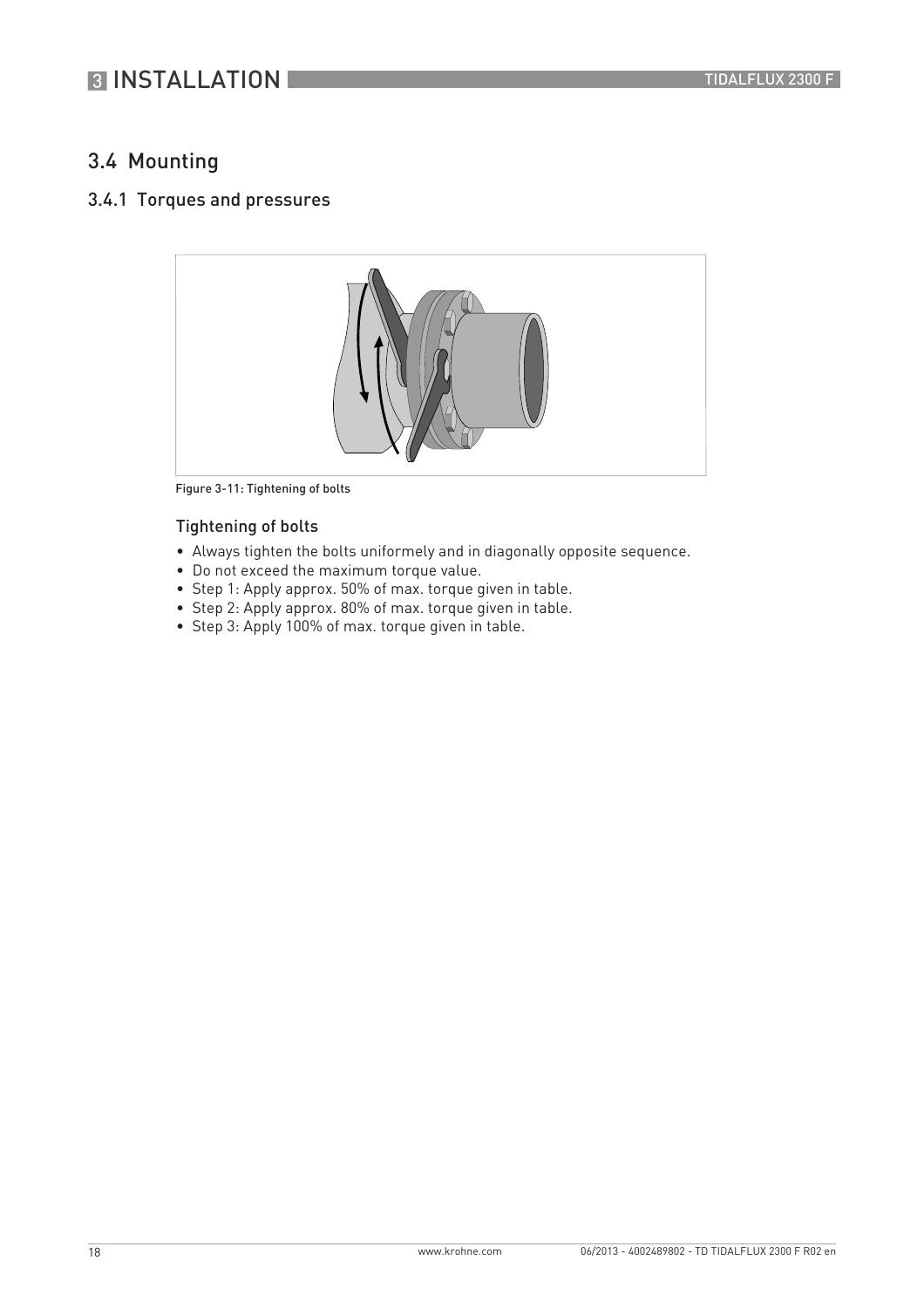## 3.4 Mounting

### 3.4.1 Torques and pressures

Figure 3-11: Tightening of bolts

#### Tightening of bolts

- Always tighten the bolts uniformely and in diagonally opposite sequence.
- Do not exceed the maximum torque value.
- Step 1: Apply approx. 50% of max. torque given in table.
- Step 2: Apply approx. 80% of max. torque given in table.
- Step 3: Apply 100% of max. torque given in table.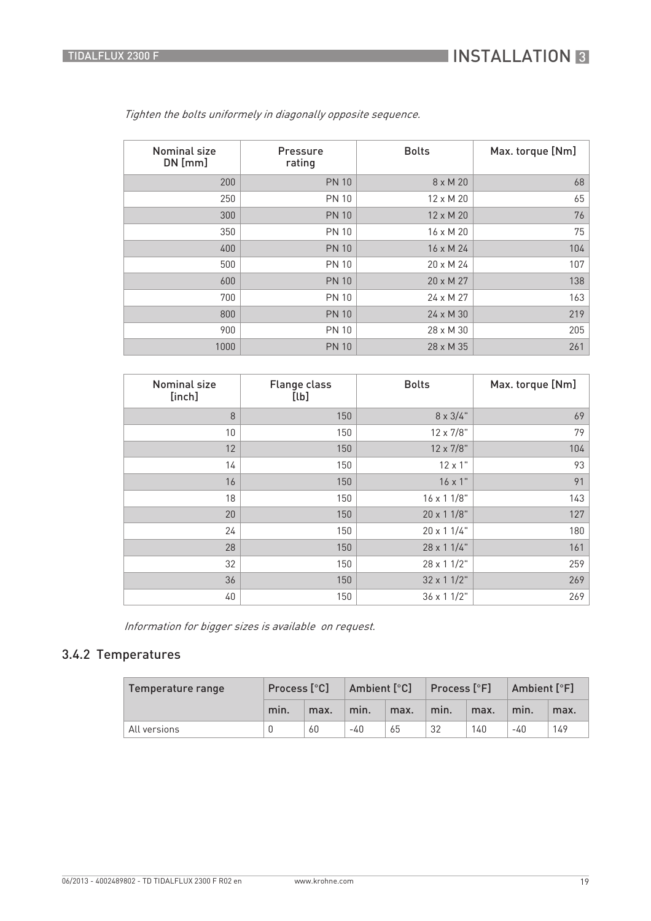*Tighten the bolts uniformely in diagonally opposite sequence.*

| Nominal size DN [mm] | Pressure rating | Bolts | Max. torque [Nm] |
|---|---|---|---|
| 200 | PN 10 | 8 x M 20 | 68 |
| 250 | PN 10 | 12 x M 20 | 65 |
| 300 | PN 10 | 12 x M 20 | 76 |
| 350 | PN 10 | 16 x M 20 | 75 |
| 400 | PN 10 | 16 x M 24 | 104 |
| 500 | PN 10 | 20 x M 24 | 107 |
| 600 | PN 10 | 20 x M 27 | 138 |
| 700 | PN 10 | 24 x M 27 | 163 |
| 800 | PN 10 | 24 x M 30 | 219 |
| 900 | PN 10 | 28 x M 30 | 205 |
| 1000 | PN 10 | 28 x M 35 | 261 |

| Nominal size [inch] | Flange class [lb] | Bolts | Max. torque [Nm] |
|---|---|---|---|
| 8 | 150 | 8 x 3/4" | 69 |
| 10 | 150 | 12 x 7/8" | 79 |
| 12 | 150 | 12 x 7/8" | 104 |
| 14 | 150 | 12 x 1" | 93 |
| 16 | 150 | 16 x 1" | 91 |
| 18 | 150 | 16 x 1 1/8" | 143 |
| 20 | 150 | 20 x 1 1/8" | 127 |
| 24 | 150 | 20 x 1 1/4" | 180 |
| 28 | 150 | 28 x 1 1/4" | 161 |
| 32 | 150 | 28 x 1 1/2" | 259 |
| 36 | 150 | 32 x 1 1/2" | 269 |
| 40 | 150 | 36 x 1 1/2" | 269 |

*Information for bigger sizes is available on request.*

### 3.4.2 Temperatures

| Temperature range | Process [°C] | | Ambient [°C] | | Process [°F] | | Ambient [°F] | |
|---|---|---|---|---|---|---|---|---|
| | min. | max. | min. | max. | min. | max. | min. | max. |
| All versions | 0 | 60 | -40 | 65 | 32 | 140 | -40 | 149 |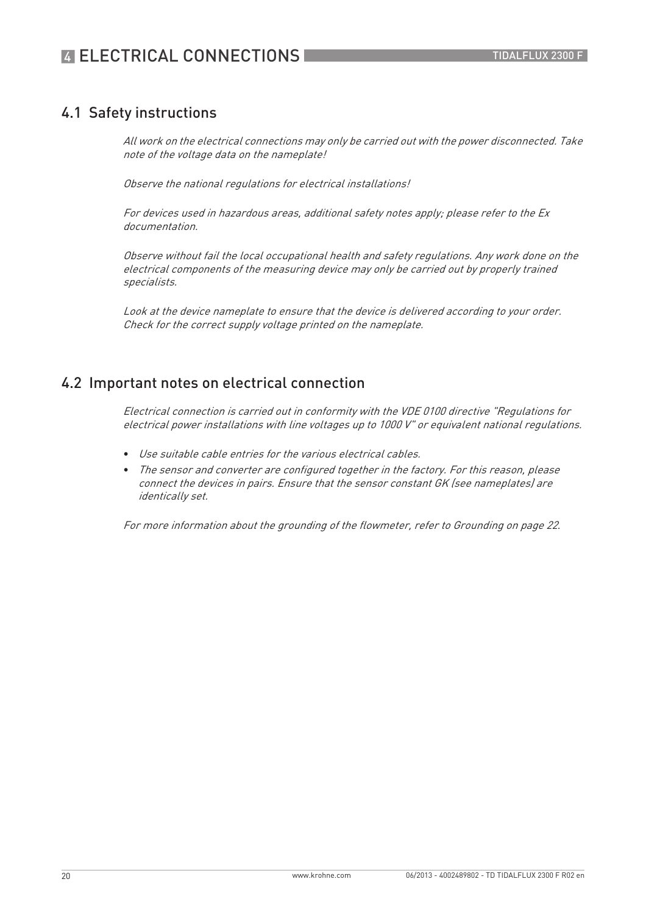# 4 ELECTRICAL CONNECTIONS

## 4.1 Safety instructions

*All work on the electrical connections may only be carried out with the power disconnected. Take note of the voltage data on the nameplate!*

*Observe the national regulations for electrical installations!*

*For devices used in hazardous areas, additional safety notes apply; please refer to the Ex documentation.*

*Observe without fail the local occupational health and safety regulations. Any work done on the electrical components of the measuring device may only be carried out by properly trained specialists.*

*Look at the device nameplate to ensure that the device is delivered according to your order. Check for the correct supply voltage printed on the nameplate.*

## 4.2 Important notes on electrical connection

*Electrical connection is carried out in conformity with the VDE 0100 directive "Regulations for electrical power installations with line voltages up to 1000 V" or equivalent national regulations.*

- *Use suitable cable entries for the various electrical cables.*
- *The sensor and converter are configured together in the factory. For this reason, please connect the devices in pairs. Ensure that the sensor constant GK (see nameplates) are identically set.*

*For more information about the grounding of the flowmeter, refer to Grounding on page 22.*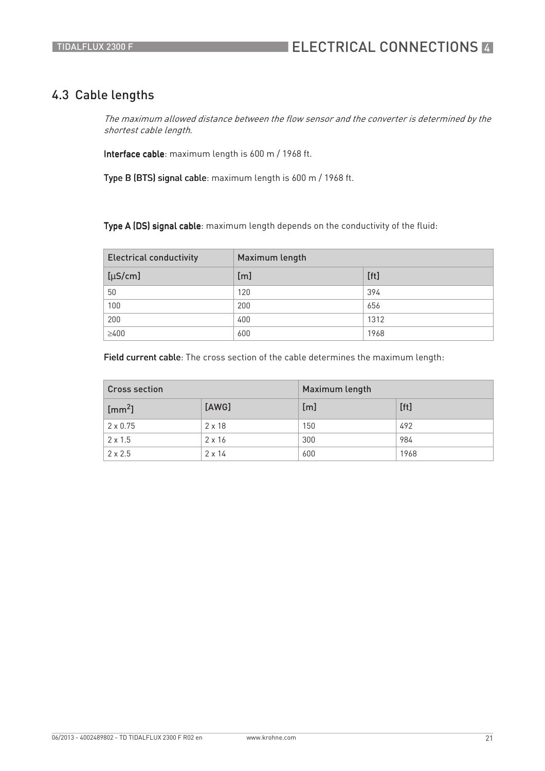## 4.3 Cable lengths

*The maximum allowed distance between the flow sensor and the converter is determined by the shortest cable length.*

**Interface cable**: maximum length is 600 m / 1968 ft.

**Type B (BTS) signal cable**: maximum length is 600 m / 1968 ft.

**Type A (DS) signal cable**: maximum length depends on the conductivity of the fluid:

| Electrical conductivity | Maximum length | |
|---|---|---|
| [μS/cm] | [m] | [ft] |
| 50 | 120 | 394 |
| 100 | 200 | 656 |
| 200 | 400 | 1312 |
| ≥400 | 600 | 1968 |

**Field current cable**: The cross section of the cable determines the maximum length:

| Cross section | | Maximum length | |
|---|---|---|---|
| [$mm^2$] | [AWG] | [m] | [ft] |
| 2 x 0.75 | 2 x 18 | 150 | 492 |
| 2 x 1.5 | 2 x 16 | 300 | 984 |
| 2 x 2.5 | 2 x 14 | 600 | 1968 |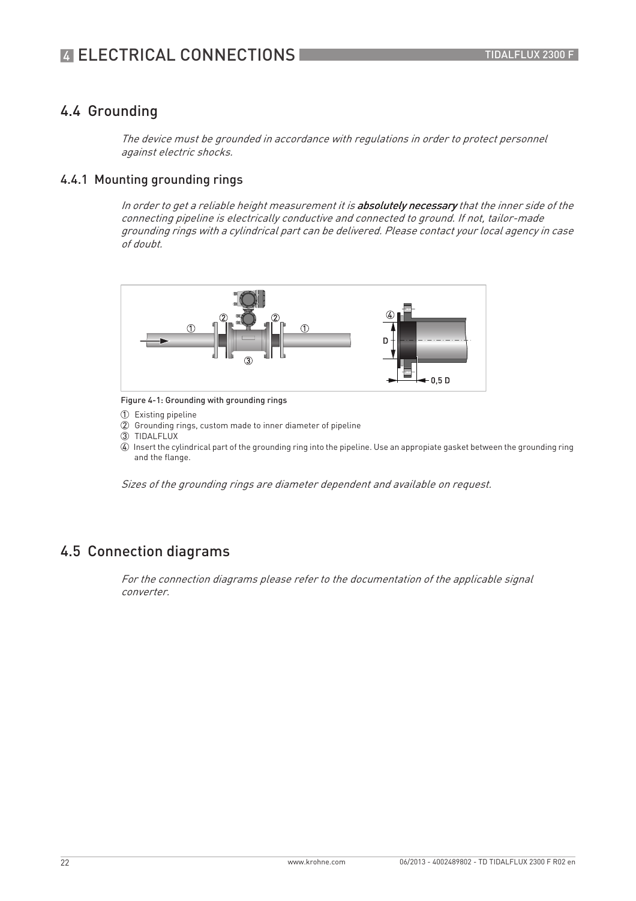## 4.4 Grounding

*The device must be grounded in accordance with regulations in order to protect personnel against electric shocks.*

### 4.4.1 Mounting grounding rings

*In order to get a reliable height measurement it is* ***absolutely necessary*** *that the inner side of the connecting pipeline is electrically conductive and connected to ground. If not, tailor-made grounding rings with a cylindrical part can be delivered. Please contact your local agency in case of doubt.*

Figure 4-1: Grounding with grounding rings

1. Existing pipeline
2. Grounding rings, custom made to inner diameter of pipeline
3. TIDALFLUX
4. Insert the cylindrical part of the grounding ring into the pipeline. Use an appropiate gasket between the grounding ring and the flange.

*Sizes of the grounding rings are diameter dependent and available on request.*

## 4.5 Connection diagrams

*For the connection diagrams please refer to the documentation of the applicable signal converter.*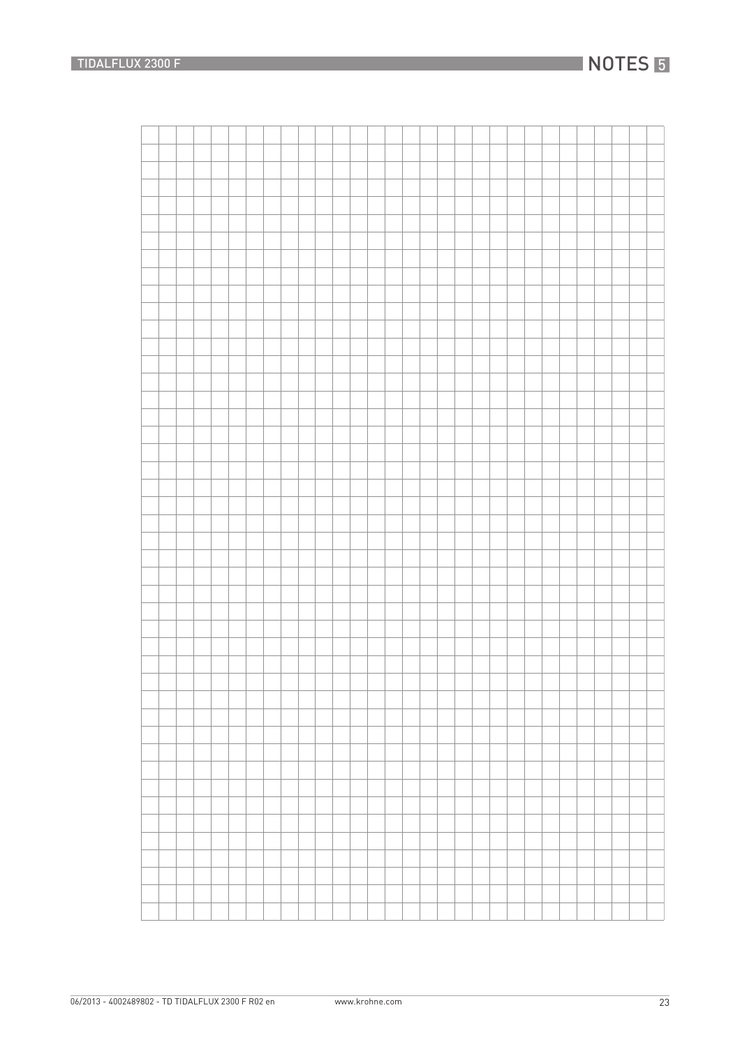# NOTES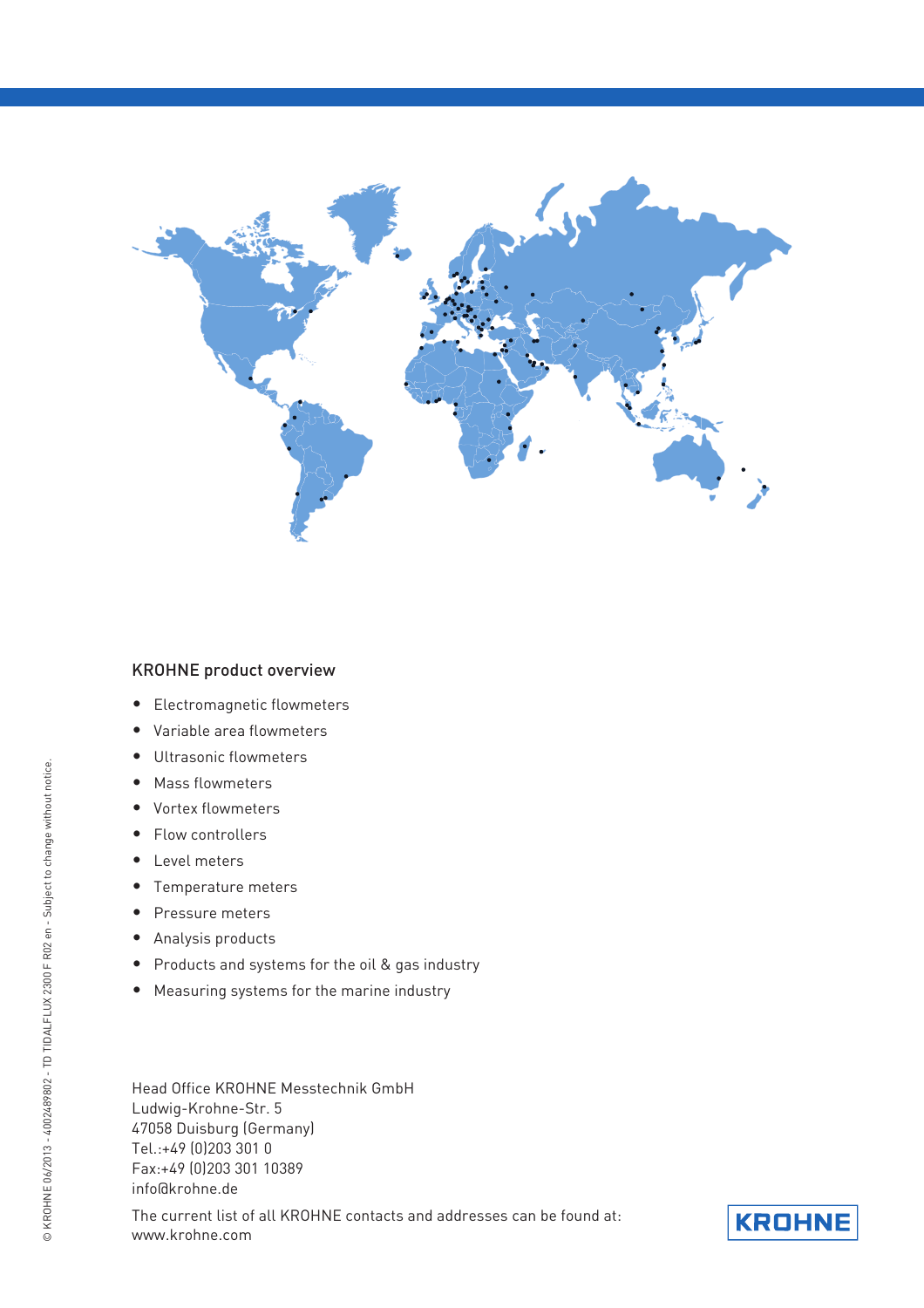## KROHNE product overview

- Electromagnetic flowmeters
- Variable area flowmeters
- Ultrasonic flowmeters
- Mass flowmeters
- Vortex flowmeters
- Flow controllers
- Level meters
- Temperature meters
- Pressure meters
- Analysis products
- Products and systems for the oil & gas industry
- Measuring systems for the marine industry

Head Office KROHNE Messtechnik GmbH
Ludwig-Krohne-Str. 5
47058 Duisburg (Germany)
Tel.:+49 (0)203 301 0
Fax:+49 (0)203 301 10389
info@krohne.de

The current list of all KROHNE contacts and addresses can be found at:
www.krohne.com

KROHNE

© KROHNE 06/2013 - 4002489802 - TD TIDALFLUX 2300 F R02 en - Subject to change without notice.